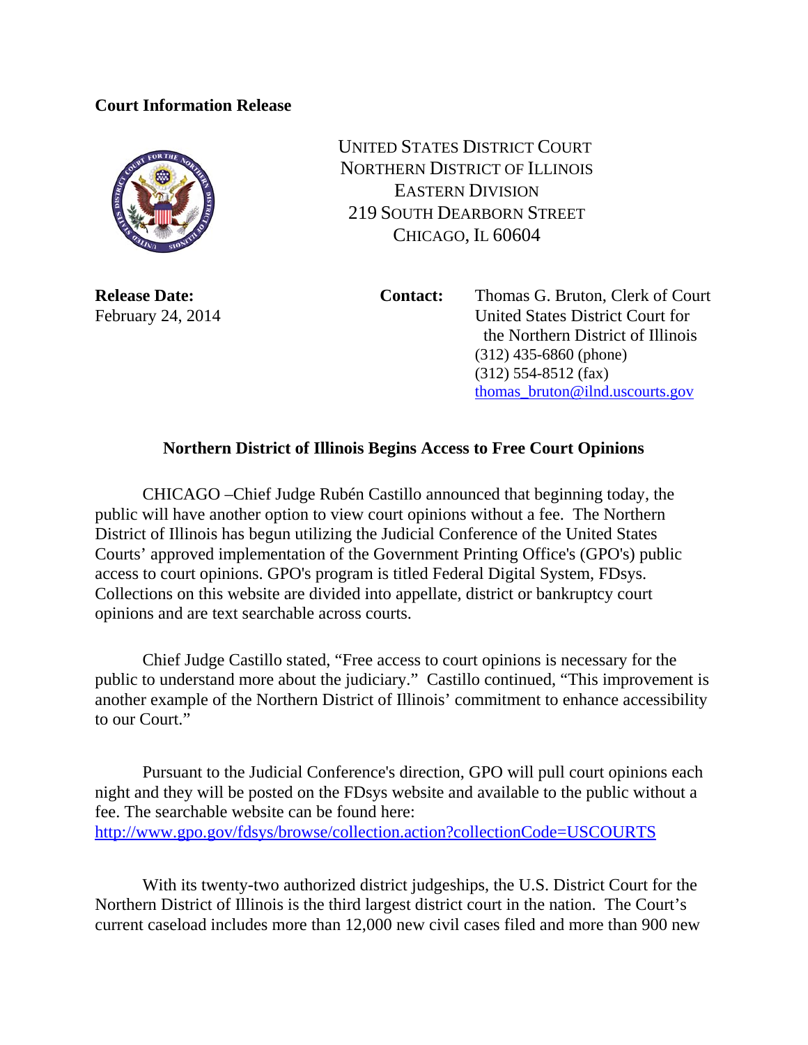**Court Information Release**

UNITED STATES DISTRICT COURT
NORTHERN DISTRICT OF ILLINOIS
EASTERN DIVISION
219 SOUTH DEARBORN STREET
CHICAGO, IL 60604

**Release Date:**
February 24, 2014

**Contact:** Thomas G. Bruton, Clerk of Court
United States District Court for
the Northern District of Illinois
(312) 435-6860 (phone)
(312) 554-8512 (fax)
thomas_bruton@ilnd.uscourts.gov

**Northern District of Illinois Begins Access to Free Court Opinions**

CHICAGO –Chief Judge Rubén Castillo announced that beginning today, the public will have another option to view court opinions without a fee. The Northern District of Illinois has begun utilizing the Judicial Conference of the United States Courts' approved implementation of the Government Printing Office's (GPO's) public access to court opinions. GPO's program is titled Federal Digital System, FDsys. Collections on this website are divided into appellate, district or bankruptcy court opinions and are text searchable across courts.

Chief Judge Castillo stated, "Free access to court opinions is necessary for the public to understand more about the judiciary." Castillo continued, "This improvement is another example of the Northern District of Illinois' commitment to enhance accessibility to our Court."

Pursuant to the Judicial Conference's direction, GPO will pull court opinions each night and they will be posted on the FDsys website and available to the public without a fee. The searchable website can be found here:
http://www.gpo.gov/fdsys/browse/collection.action?collectionCode=USCOURTS

With its twenty-two authorized district judgeships, the U.S. District Court for the Northern District of Illinois is the third largest district court in the nation. The Court's current caseload includes more than 12,000 new civil cases filed and more than 900 new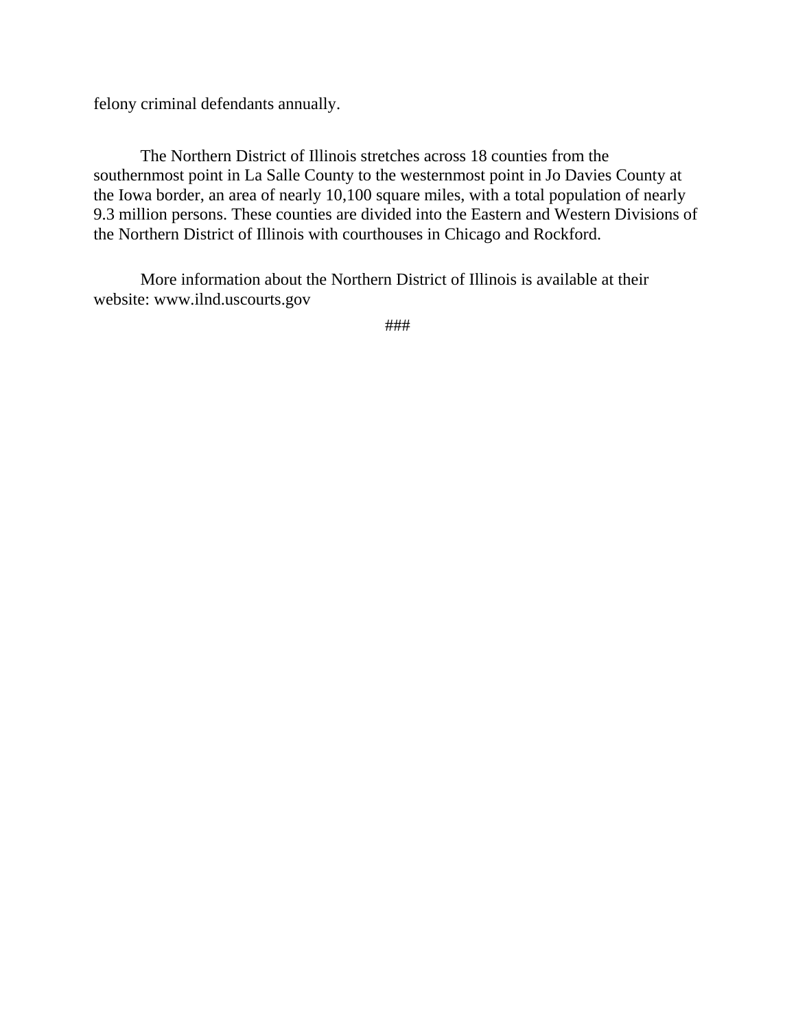felony criminal defendants annually.

The Northern District of Illinois stretches across 18 counties from the southernmost point in La Salle County to the westernmost point in Jo Davies County at the Iowa border, an area of nearly 10,100 square miles, with a total population of nearly 9.3 million persons. These counties are divided into the Eastern and Western Divisions of the Northern District of Illinois with courthouses in Chicago and Rockford.

More information about the Northern District of Illinois is available at their website: www.ilnd.uscourts.gov

###